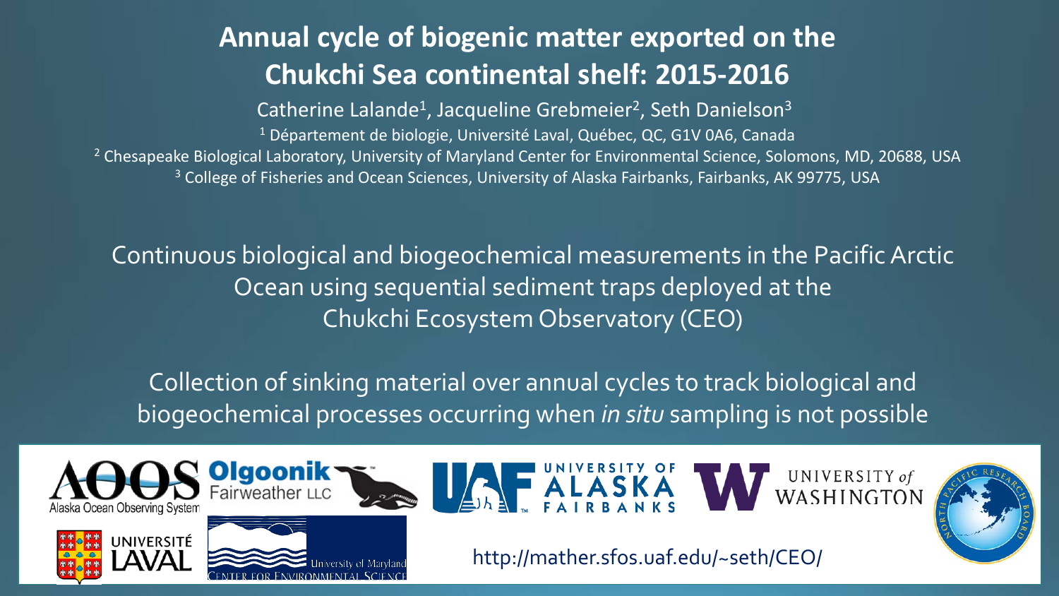# Annual cycle of biogenic matter exported on the Chukchi Sea continental shelf: 2015-2016

Catherine Lalande[1], Jacqueline Grebmeier[2], Seth Danielson[3]

[1] Département de biologie, Université Laval, Québec, QC, G1V 0A6, Canada

[2] Chesapeake Biological Laboratory, University of Maryland Center for Environmental Science, Solomons, MD, 20688, USA

[3] College of Fisheries and Ocean Sciences, University of Alaska Fairbanks, Fairbanks, AK 99775, USA

Continuous biological and biogeochemical measurements in the Pacific Arctic Ocean using sequential sediment traps deployed at the Chukchi Ecosystem Observatory (CEO)

Collection of sinking material over annual cycles to track biological and biogeochemical processes occurring when *in situ* sampling is not possible

http://mather.sfos.uaf.edu/~seth/CEO/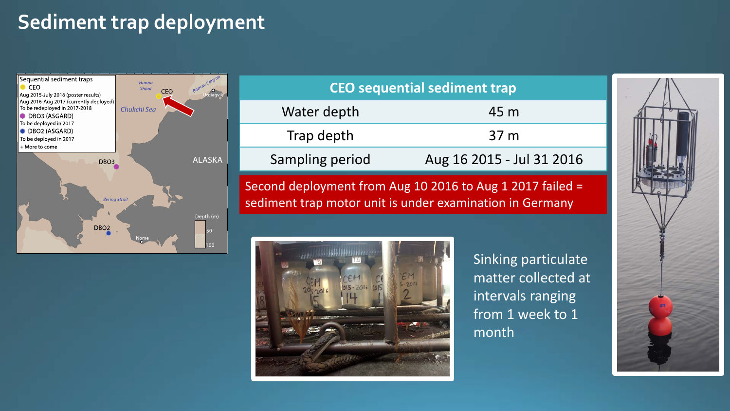# Sediment trap deployment

| CEO sequential sediment trap | |
|---|---|
| Water depth | 45 m |
| Trap depth | 37 m |
| Sampling period | Aug 16 2015 - Jul 31 2016 |

Second deployment from Aug 10 2016 to Aug 1 2017 failed = sediment trap motor unit is under examination in Germany

Sinking particulate matter collected at intervals ranging from 1 week to 1 month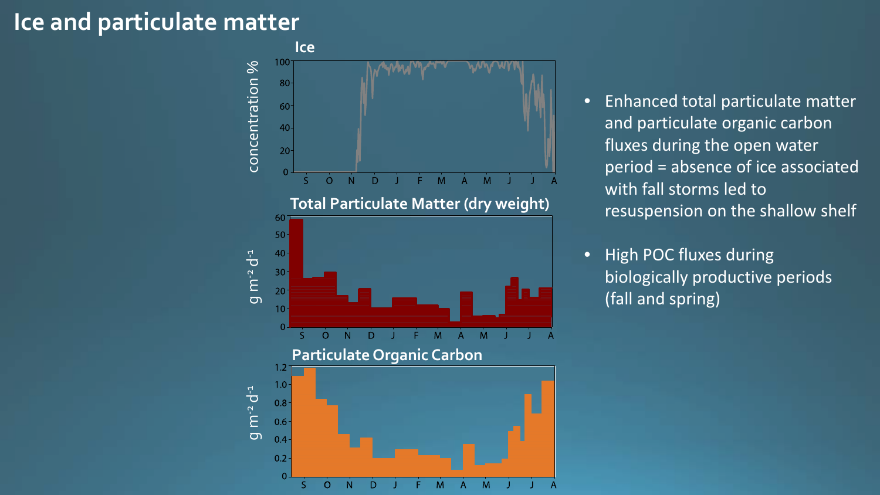# Ice and particulate matter

- Enhanced total particulate matter and particulate organic carbon fluxes during the open water period = absence of ice associated with fall storms led to resuspension on the shallow shelf
- High POC fluxes during biologically productive periods (fall and spring)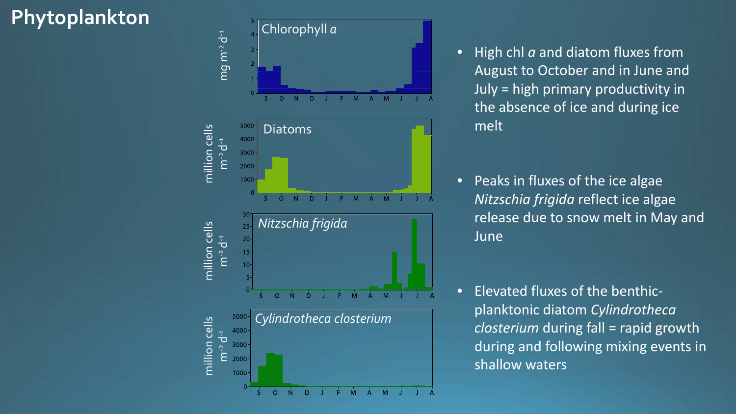# Phytoplankton

- High chl *a* and diatom fluxes from August to October and in June and July = high primary productivity in the absence of ice and during ice melt

- Peaks in fluxes of the ice algae *Nitzschia frigida* reflect ice algae release due to snow melt in May and June

- Elevated fluxes of the benthic-planktonic diatom *Cylindrotheca closterium* during fall = rapid growth during and following mixing events in shallow waters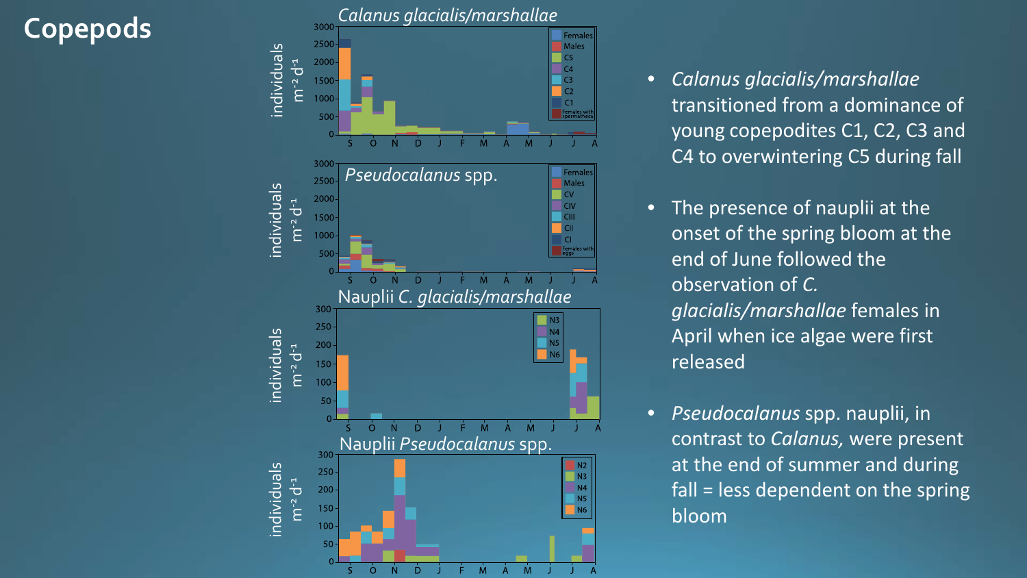# Copepods

- *Calanus glacialis/marshallae* transitioned from a dominance of young copepodites C1, C2, C3 and C4 to overwintering C5 during fall

- The presence of nauplii at the onset of the spring bloom at the end of June followed the observation of *C. glacialis/marshallae* females in April when ice algae were first released

- *Pseudocalanus* spp. nauplii, in contrast to *Calanus,* were present at the end of summer and during fall = less dependent on the spring bloom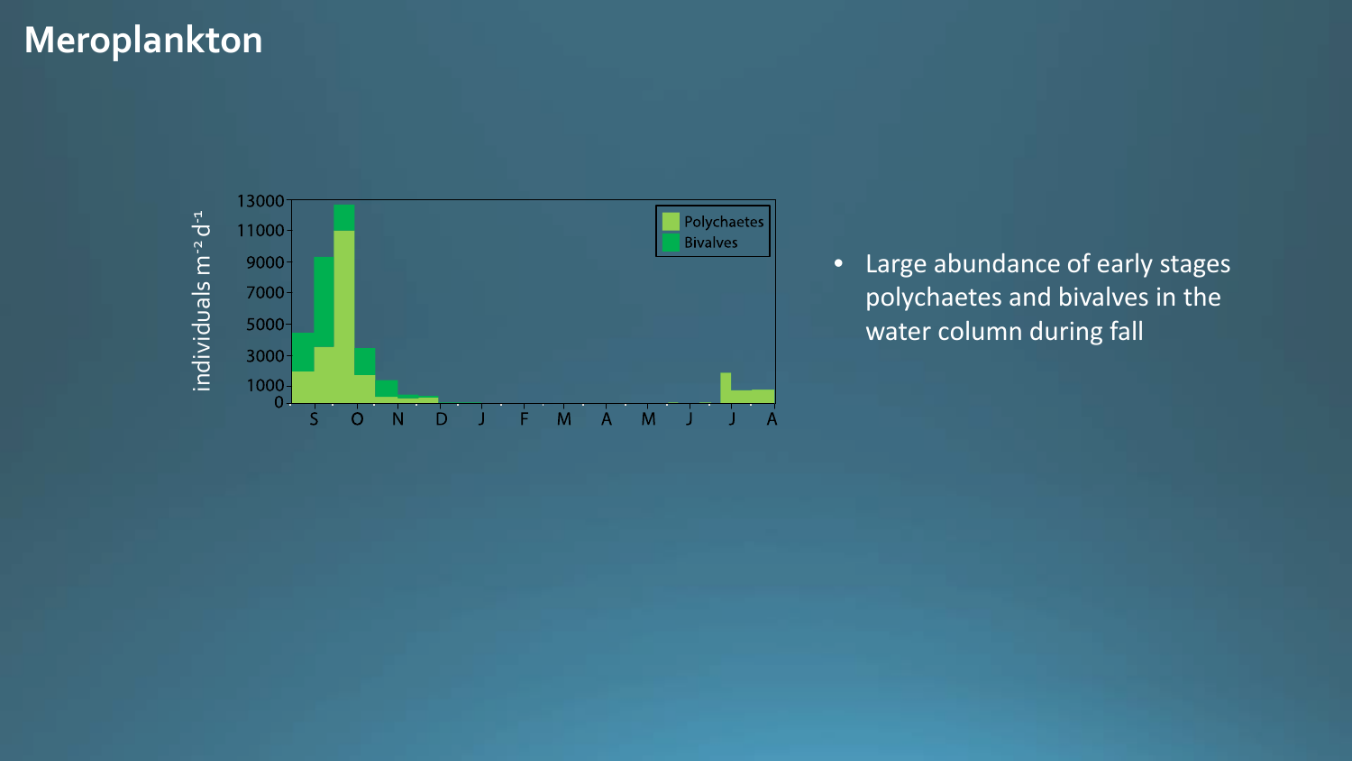# Meroplankton

- Large abundance of early stages polychaetes and bivalves in the water column during fall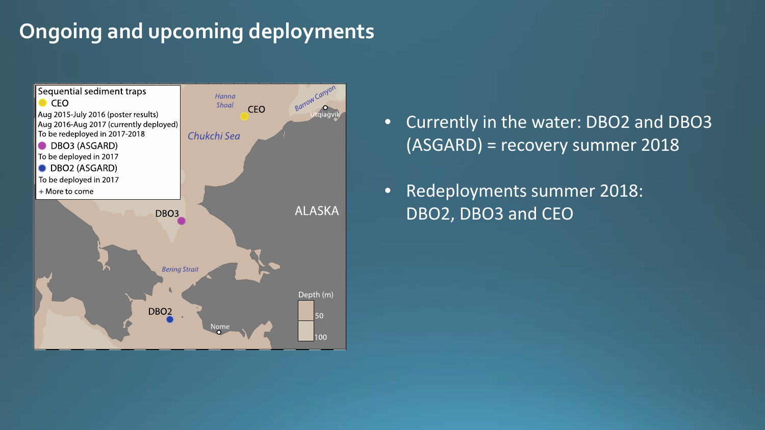# Ongoing and upcoming deployments

Sequential sediment traps

CEO

Aug 2015-July 2016 (poster results)

Aug 2016-Aug 2017 (currently deployed)

To be redeployed in 2017-2018

DBO3 (ASGARD)

To be deployed in 2017

DBO2 (ASGARD)

To be deployed in 2017

+ More to come

Hanna Shoal

CEO

Barrow Canyon

Utqiagvik

Chukchi Sea

DBO3

ALASKA

Bering Strait

DBO2

Nome

Depth (m)

50

100

- Currently in the water: DBO2 and DBO3 (ASGARD) = recovery summer 2018
- Redeployments summer 2018: DBO2, DBO3 and CEO